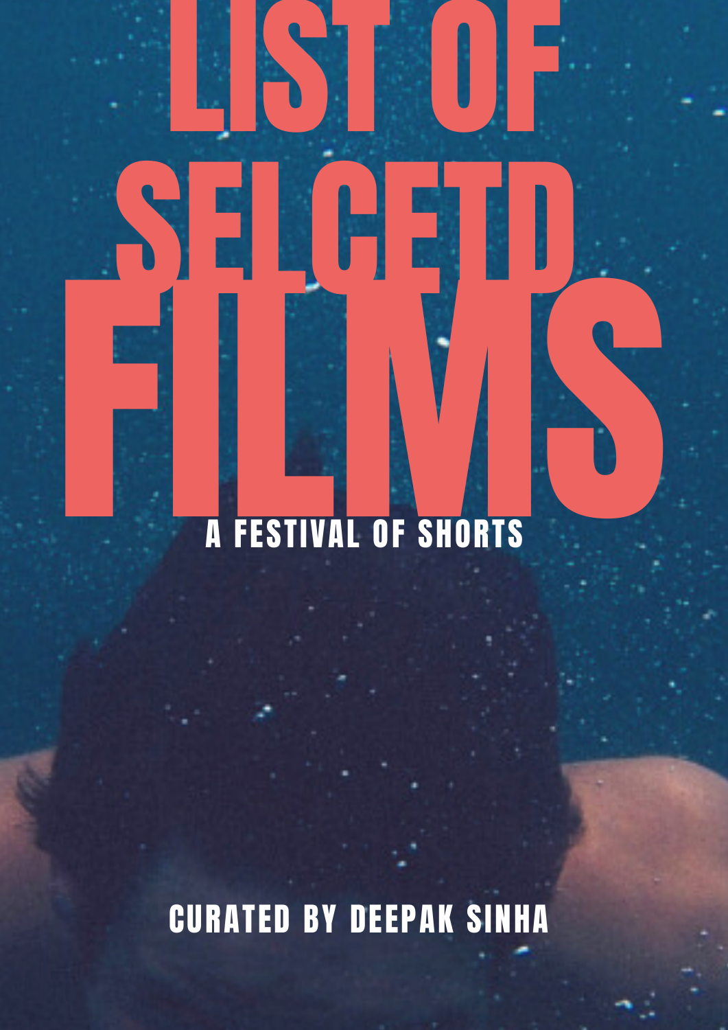# LIST OF SELCETD FILMS

## A FESTIVAL OF SHORTS

CURATED BY DEEPAK SINHA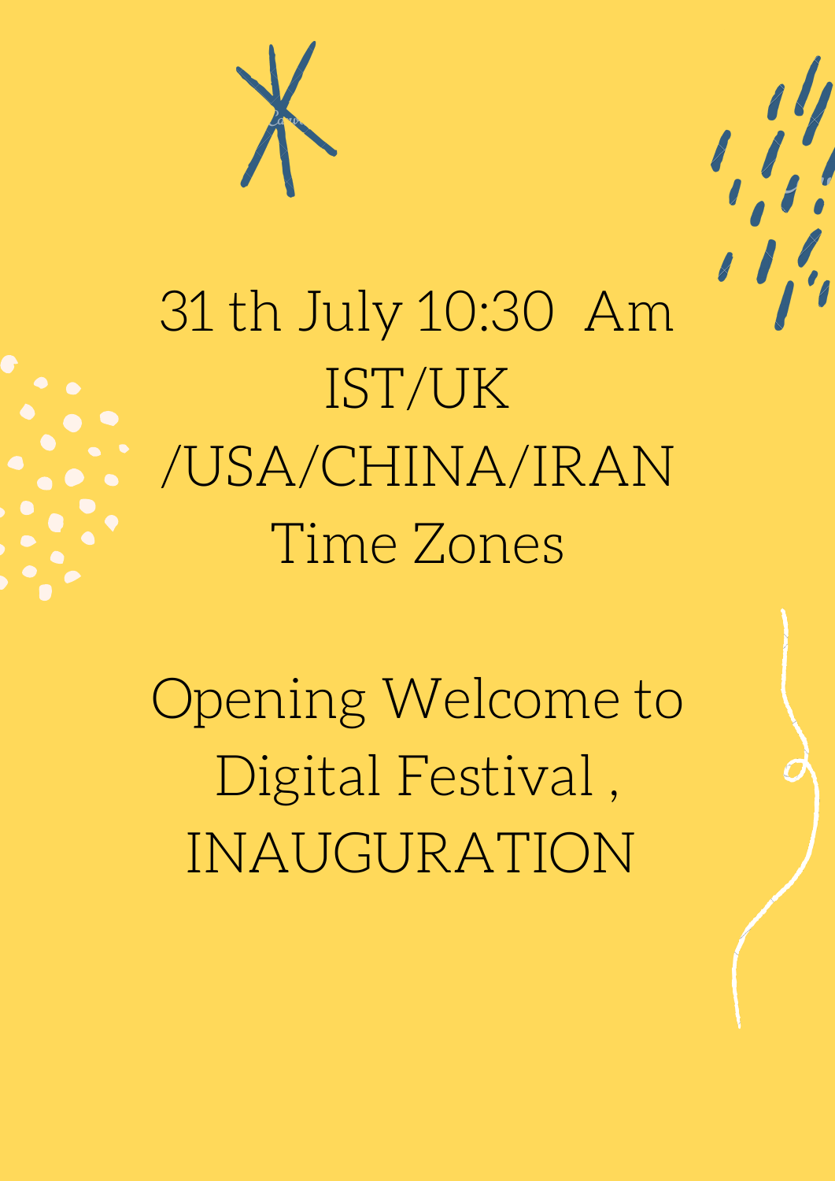31 th July 10:30 Am IST/UK /USA/CHINA/IRAN Time Zones

Opening Welcome to Digital Festival , INAUGURATION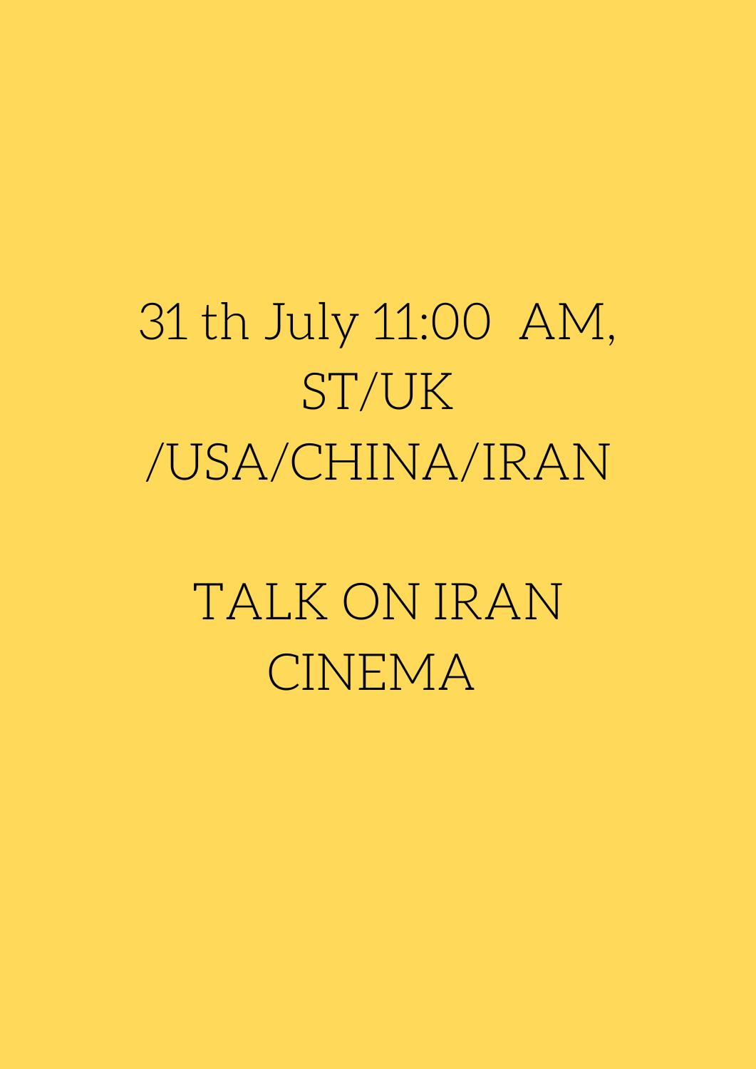31 th July 11:00 AM, ST/UK /USA/CHINA/IRAN

TALK ON IRAN CINEMA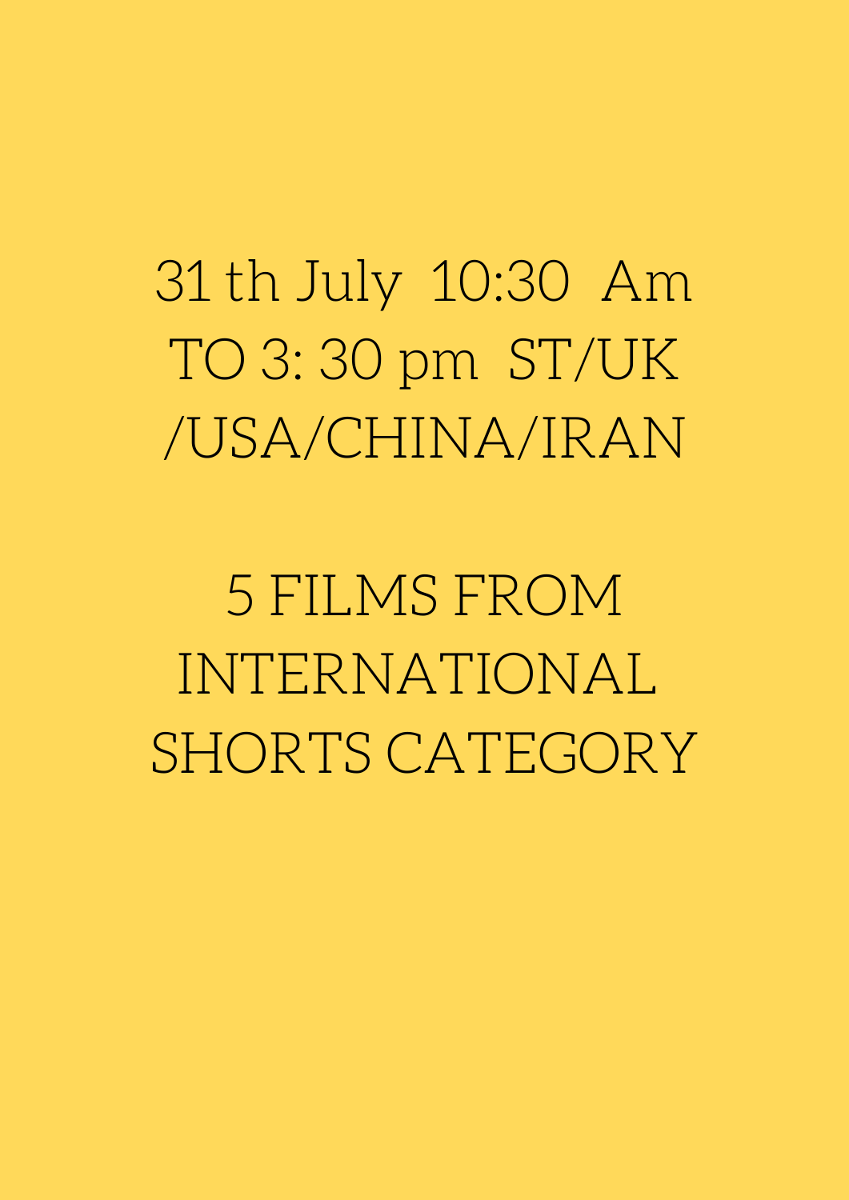31 th July  10:30  Am TO 3: 30 pm  ST/UK /USA/CHINA/IRAN

5 FILMS FROM INTERNATIONAL SHORTS CATEGORY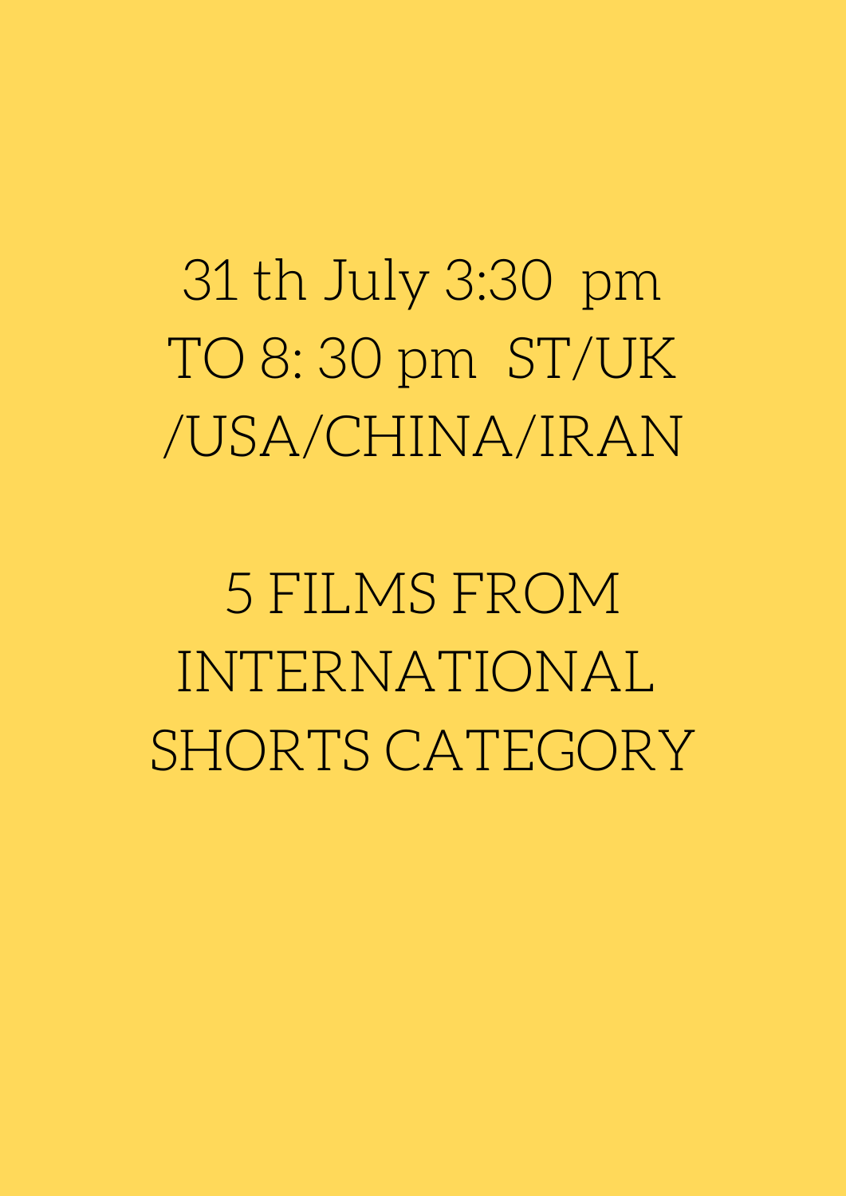31 th July 3:30  pm TO 8: 30 pm  ST/UK /USA/CHINA/IRAN

5 FILMS FROM INTERNATIONAL SHORTS CATEGORY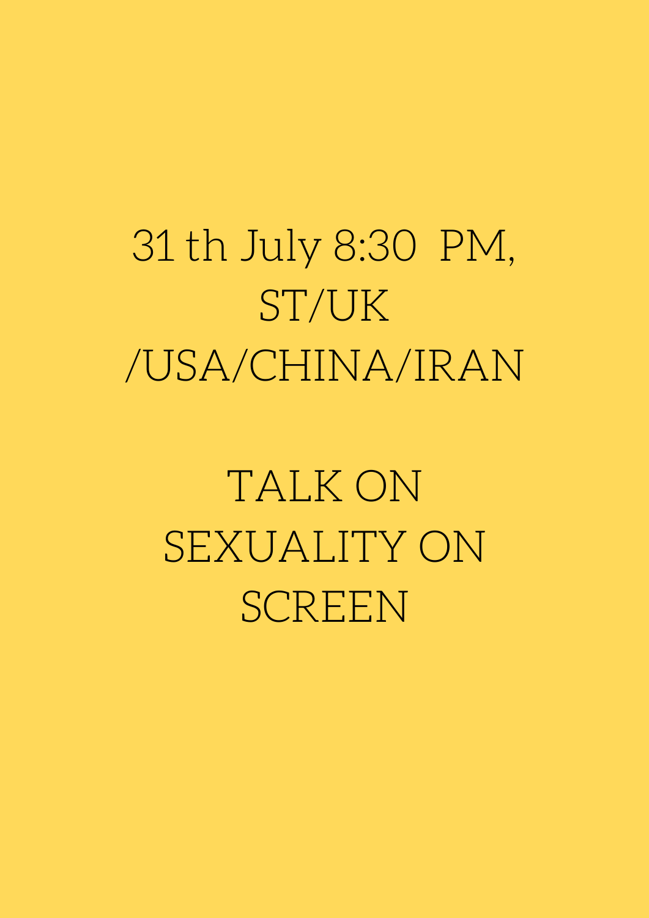31 th July 8:30 PM,
ST/UK
/USA/CHINA/IRAN

TALK ON
SEXUALITY ON
SCREEN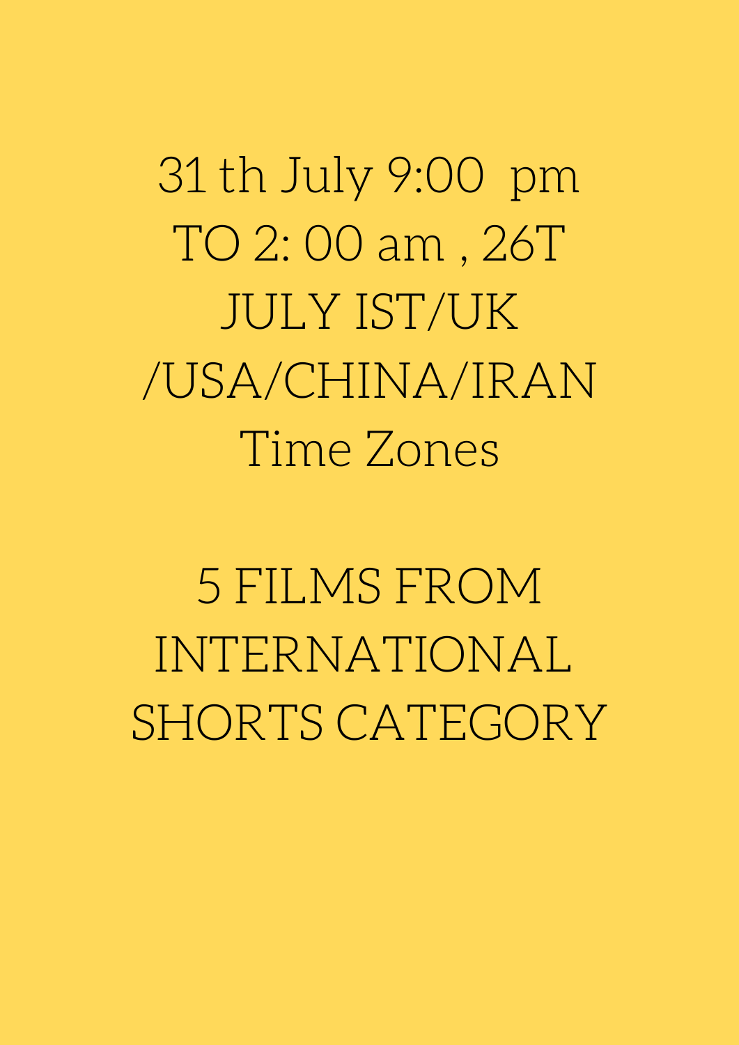31 th July 9:00 pm
TO 2: 00 am , 26T
JULY IST/UK
/USA/CHINA/IRAN
Time Zones

5 FILMS FROM
INTERNATIONAL
SHORTS CATEGORY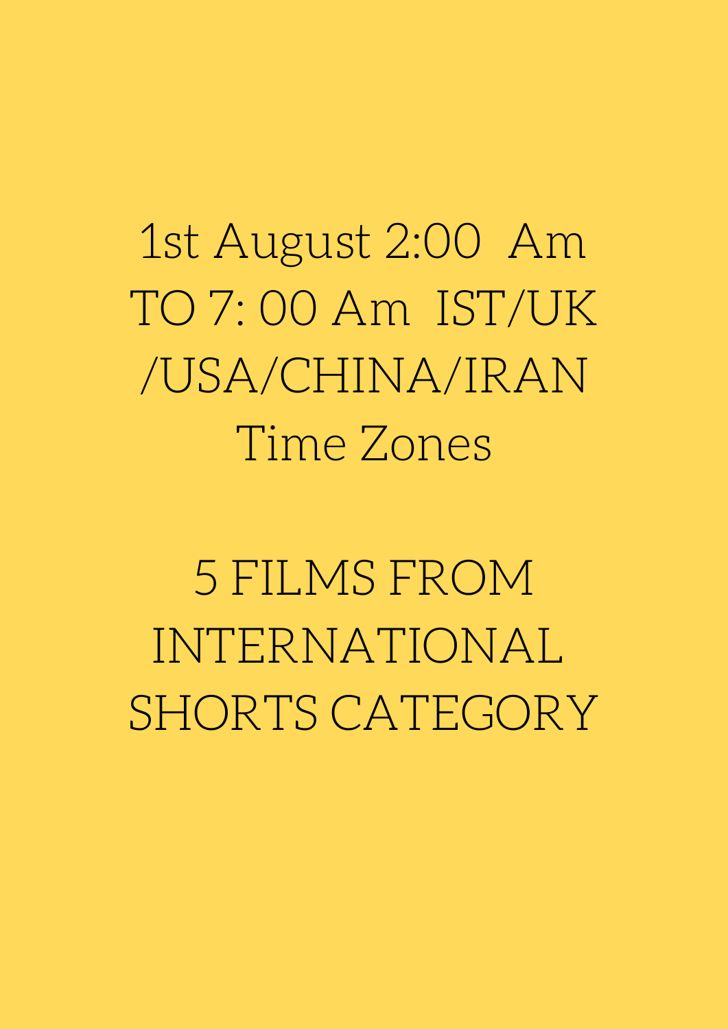1st August 2:00 Am TO 7: 00 Am IST/UK /USA/CHINA/IRAN Time Zones

5 FILMS FROM INTERNATIONAL SHORTS CATEGORY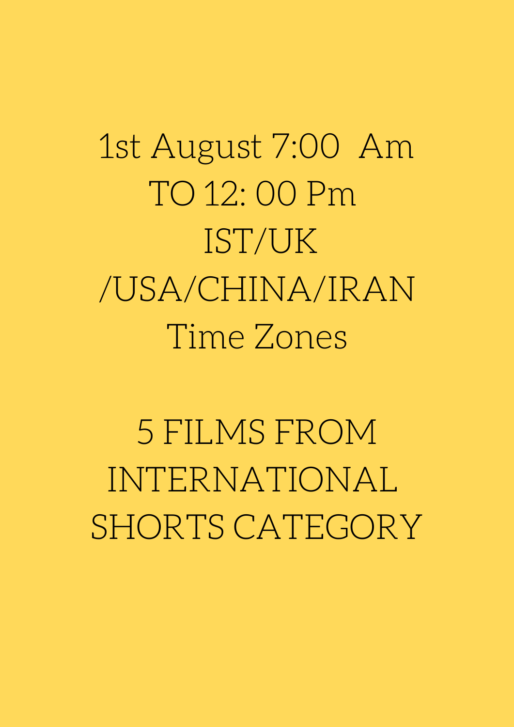1st August 7:00 Am
TO 12: 00 Pm
IST/UK
/USA/CHINA/IRAN
Time Zones

5 FILMS FROM
INTERNATIONAL
SHORTS CATEGORY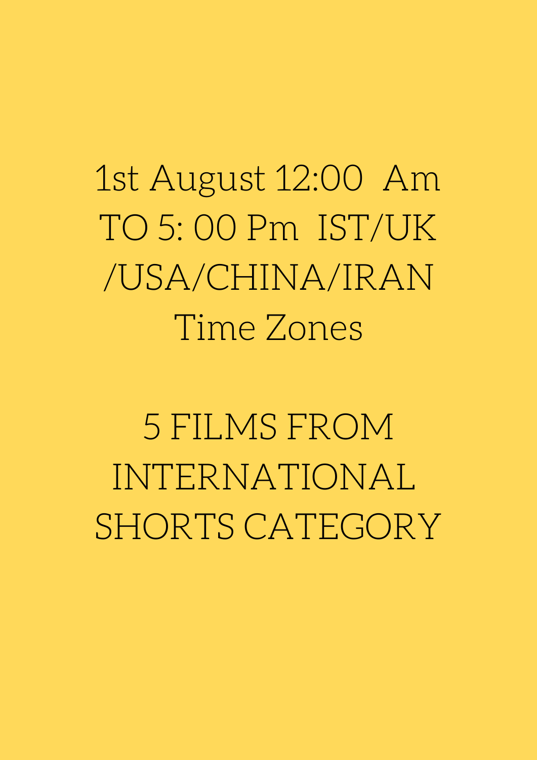1st August 12:00 Am TO 5: 00 Pm IST/UK /USA/CHINA/IRAN Time Zones

5 FILMS FROM INTERNATIONAL SHORTS CATEGORY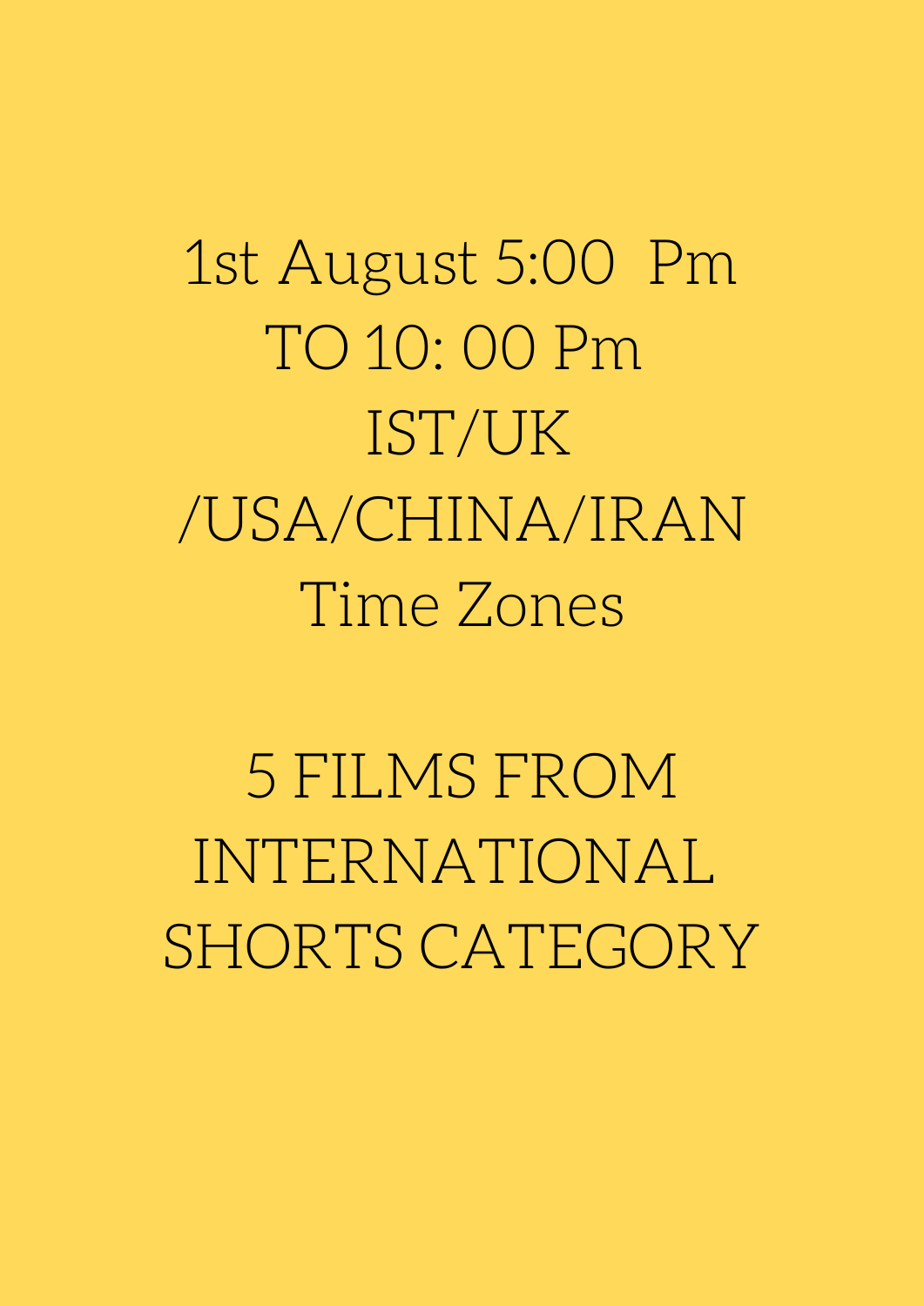1st August 5:00 Pm
TO 10: 00 Pm
IST/UK
/USA/CHINA/IRAN
Time Zones

5 FILMS FROM
INTERNATIONAL
SHORTS CATEGORY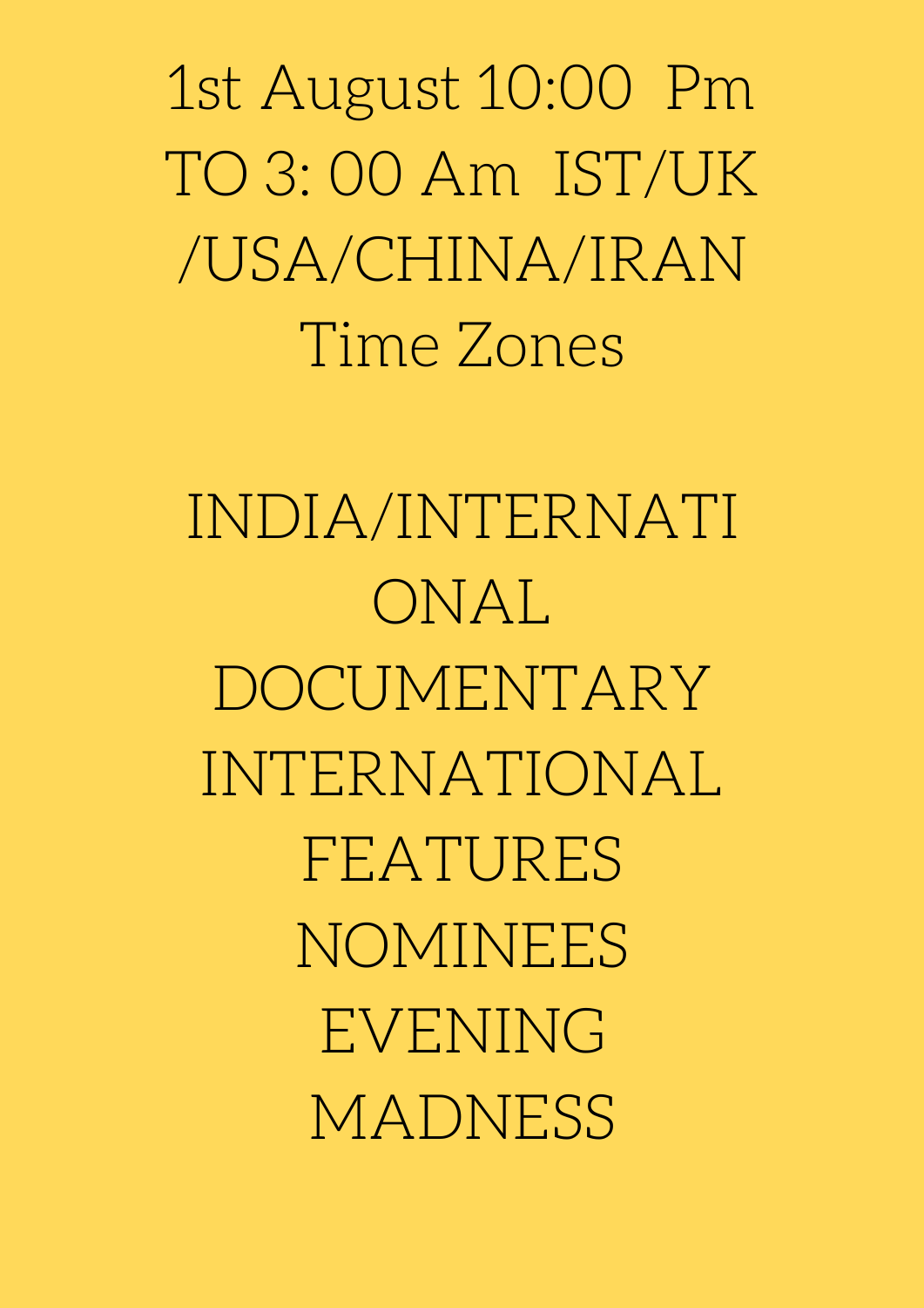1st August 10:00 Pm TO 3: 00 Am IST/UK /USA/CHINA/IRAN Time Zones

INDIA/INTERNATIONAL DOCUMENTARY INTERNATIONAL FEATURES NOMINEES EVENING MADNESS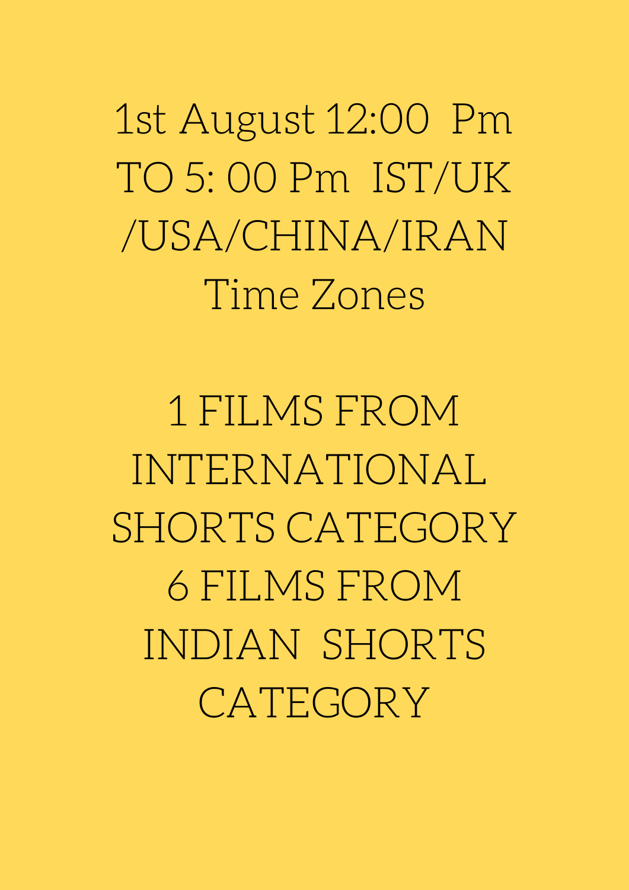1st August 12:00 Pm TO 5: 00 Pm IST/UK /USA/CHINA/IRAN Time Zones

1 FILMS FROM INTERNATIONAL SHORTS CATEGORY
6 FILMS FROM INDIAN SHORTS CATEGORY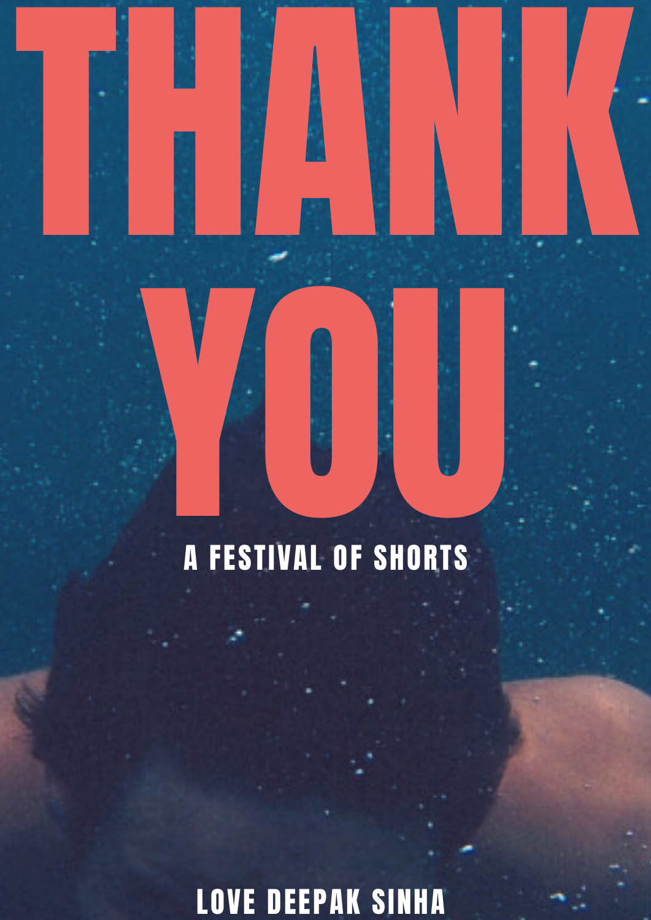# THANK YOU

A FESTIVAL OF SHORTS

LOVE DEEPAK SINHA